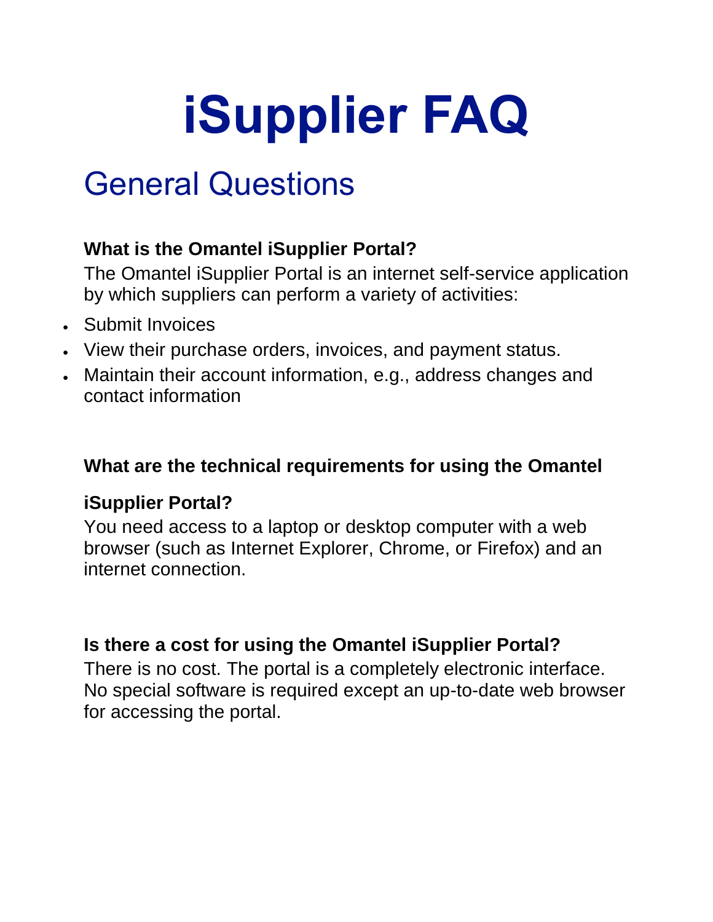# iSupplier FAQ

## General Questions

### What is the Omantel iSupplier Portal?

The Omantel iSupplier Portal is an internet self-service application by which suppliers can perform a variety of activities:

- Submit Invoices
- View their purchase orders, invoices, and payment status.
- Maintain their account information, e.g., address changes and contact information

### What are the technical requirements for using the Omantel iSupplier Portal?

You need access to a laptop or desktop computer with a web browser (such as Internet Explorer, Chrome, or Firefox) and an internet connection.

### Is there a cost for using the Omantel iSupplier Portal?

There is no cost. The portal is a completely electronic interface. No special software is required except an up-to-date web browser for accessing the portal.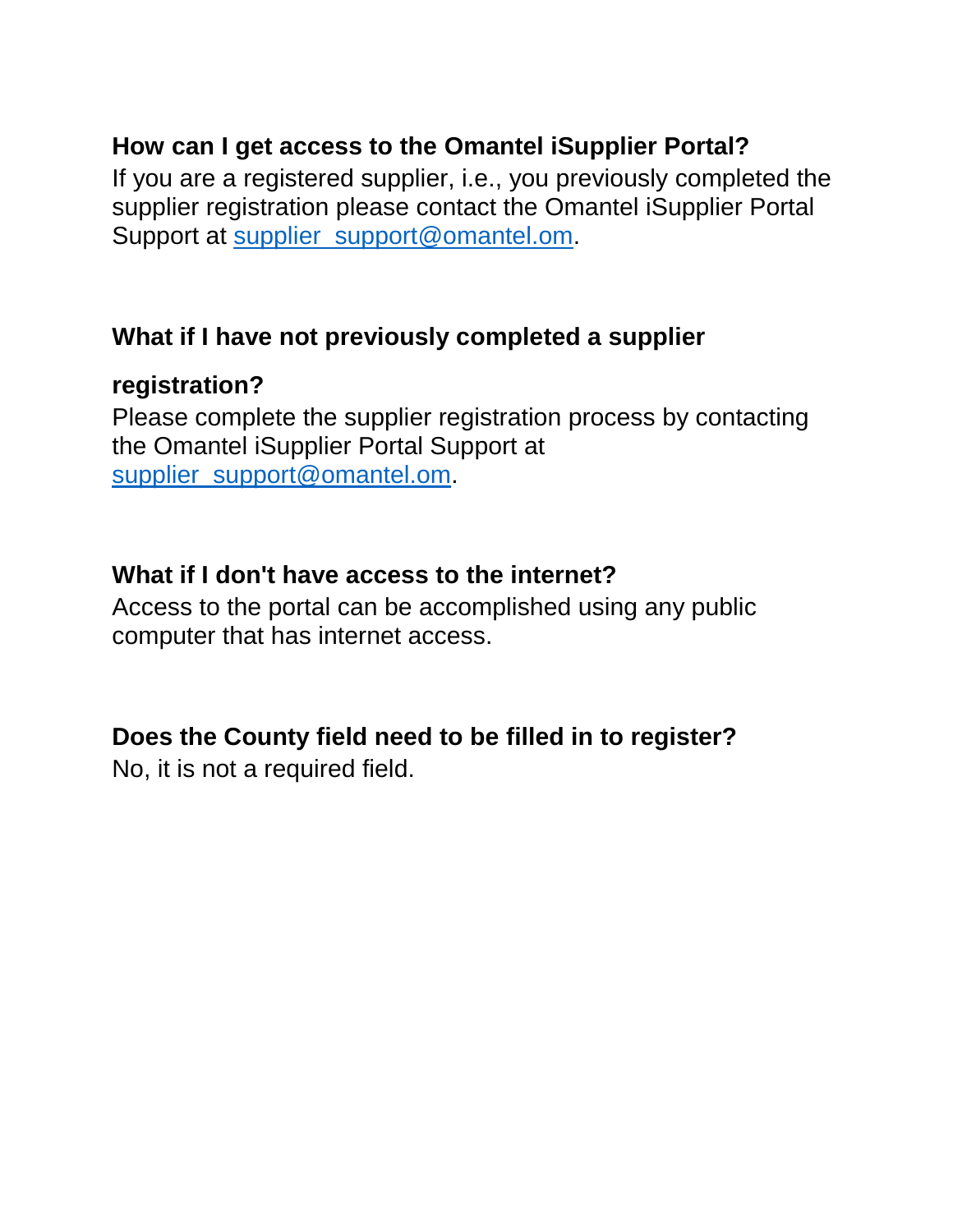**How can I get access to the Omantel iSupplier Portal?**
If you are a registered supplier, i.e., you previously completed the supplier registration please contact the Omantel iSupplier Portal Support at supplier_support@omantel.om.

**What if I have not previously completed a supplier registration?**
Please complete the supplier registration process by contacting the Omantel iSupplier Portal Support at supplier_support@omantel.om.

**What if I don't have access to the internet?**
Access to the portal can be accomplished using any public computer that has internet access.

**Does the County field need to be filled in to register?**
No, it is not a required field.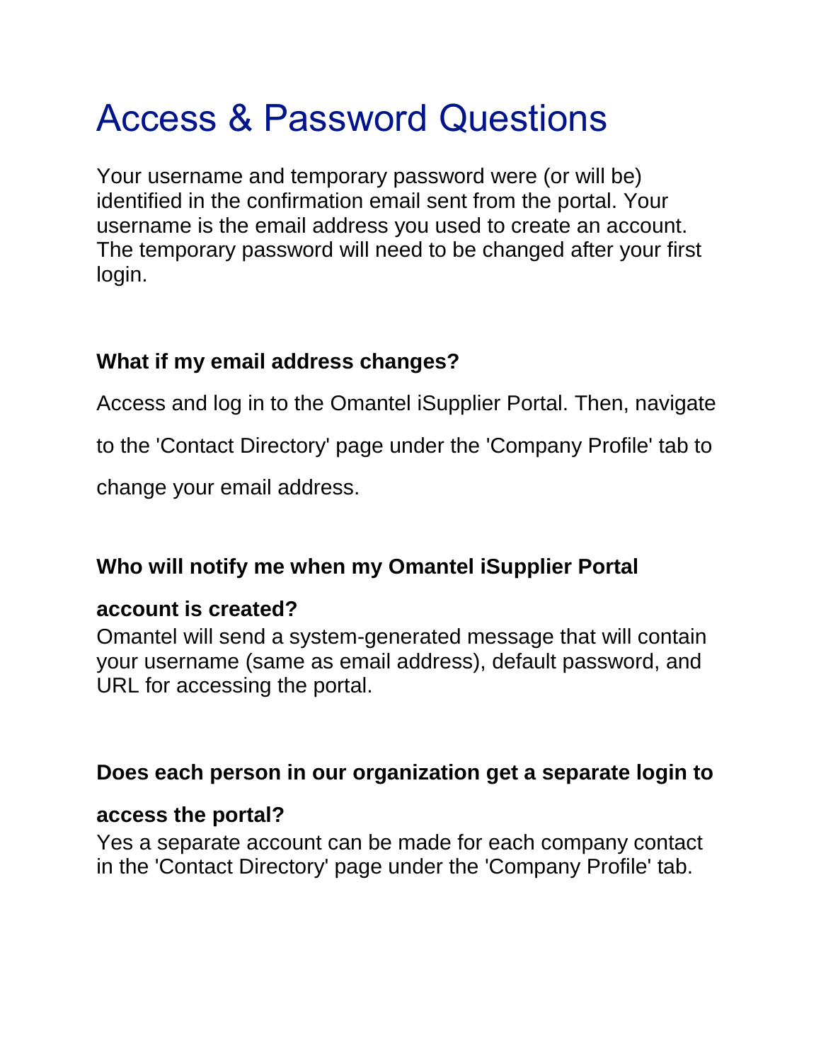# Access & Password Questions

Your username and temporary password were (or will be) identified in the confirmation email sent from the portal. Your username is the email address you used to create an account. The temporary password will need to be changed after your first login.

**What if my email address changes?**

Access and log in to the Omantel iSupplier Portal. Then, navigate to the 'Contact Directory' page under the 'Company Profile' tab to change your email address.

**Who will notify me when my Omantel iSupplier Portal account is created?**

Omantel will send a system-generated message that will contain your username (same as email address), default password, and URL for accessing the portal.

**Does each person in our organization get a separate login to access the portal?**

Yes a separate account can be made for each company contact in the 'Contact Directory' page under the 'Company Profile' tab.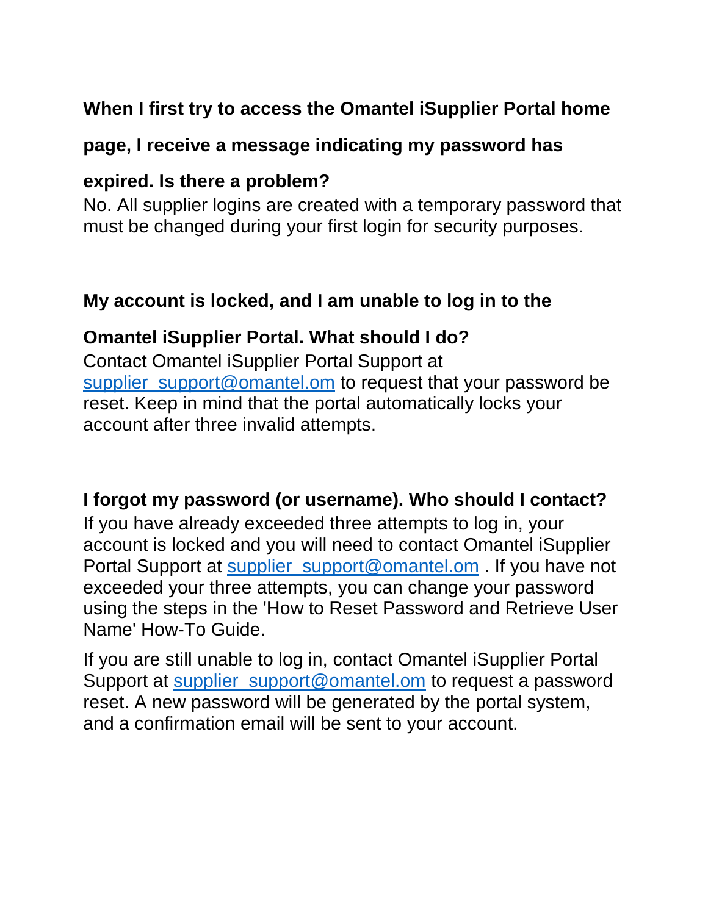**When I first try to access the Omantel iSupplier Portal home page, I receive a message indicating my password has expired. Is there a problem?**

No. All supplier logins are created with a temporary password that must be changed during your first login for security purposes.

**My account is locked, and I am unable to log in to the Omantel iSupplier Portal. What should I do?**

Contact Omantel iSupplier Portal Support at supplier_support@omantel.om to request that your password be reset. Keep in mind that the portal automatically locks your account after three invalid attempts.

**I forgot my password (or username). Who should I contact?**

If you have already exceeded three attempts to log in, your account is locked and you will need to contact Omantel iSupplier Portal Support at supplier_support@omantel.om . If you have not exceeded your three attempts, you can change your password using the steps in the 'How to Reset Password and Retrieve User Name' How-To Guide.

If you are still unable to log in, contact Omantel iSupplier Portal Support at supplier_support@omantel.om to request a password reset. A new password will be generated by the portal system, and a confirmation email will be sent to your account.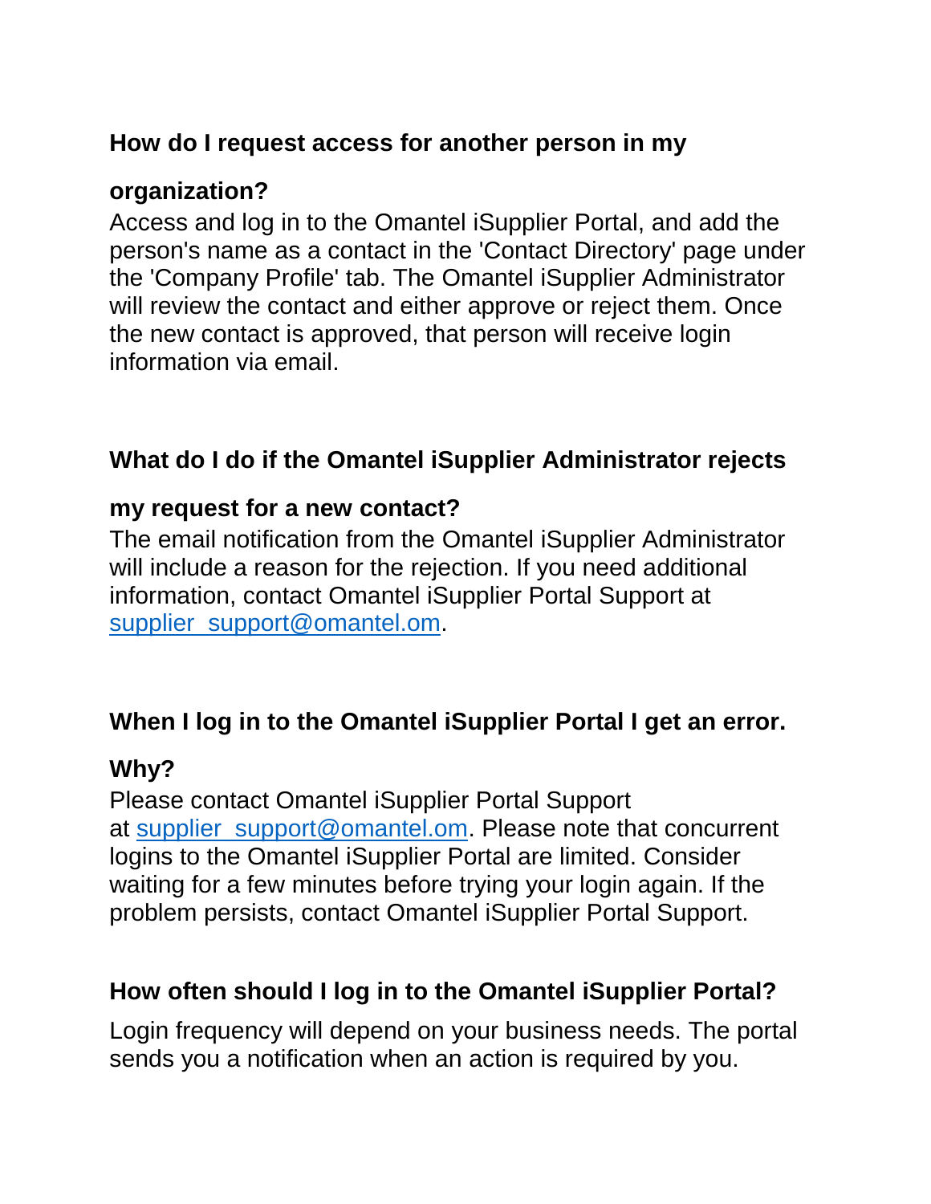**How do I request access for another person in my organization?**

Access and log in to the Omantel iSupplier Portal, and add the person's name as a contact in the 'Contact Directory' page under the 'Company Profile' tab. The Omantel iSupplier Administrator will review the contact and either approve or reject them. Once the new contact is approved, that person will receive login information via email.

**What do I do if the Omantel iSupplier Administrator rejects my request for a new contact?**

The email notification from the Omantel iSupplier Administrator will include a reason for the rejection. If you need additional information, contact Omantel iSupplier Portal Support at [supplier_support@omantel.om](mailto:supplier_support@omantel.om).

**When I log in to the Omantel iSupplier Portal I get an error. Why?**

Please contact Omantel iSupplier Portal Support at [supplier_support@omantel.om](mailto:supplier_support@omantel.om). Please note that concurrent logins to the Omantel iSupplier Portal are limited. Consider waiting for a few minutes before trying your login again. If the problem persists, contact Omantel iSupplier Portal Support.

**How often should I log in to the Omantel iSupplier Portal?**

Login frequency will depend on your business needs. The portal sends you a notification when an action is required by you.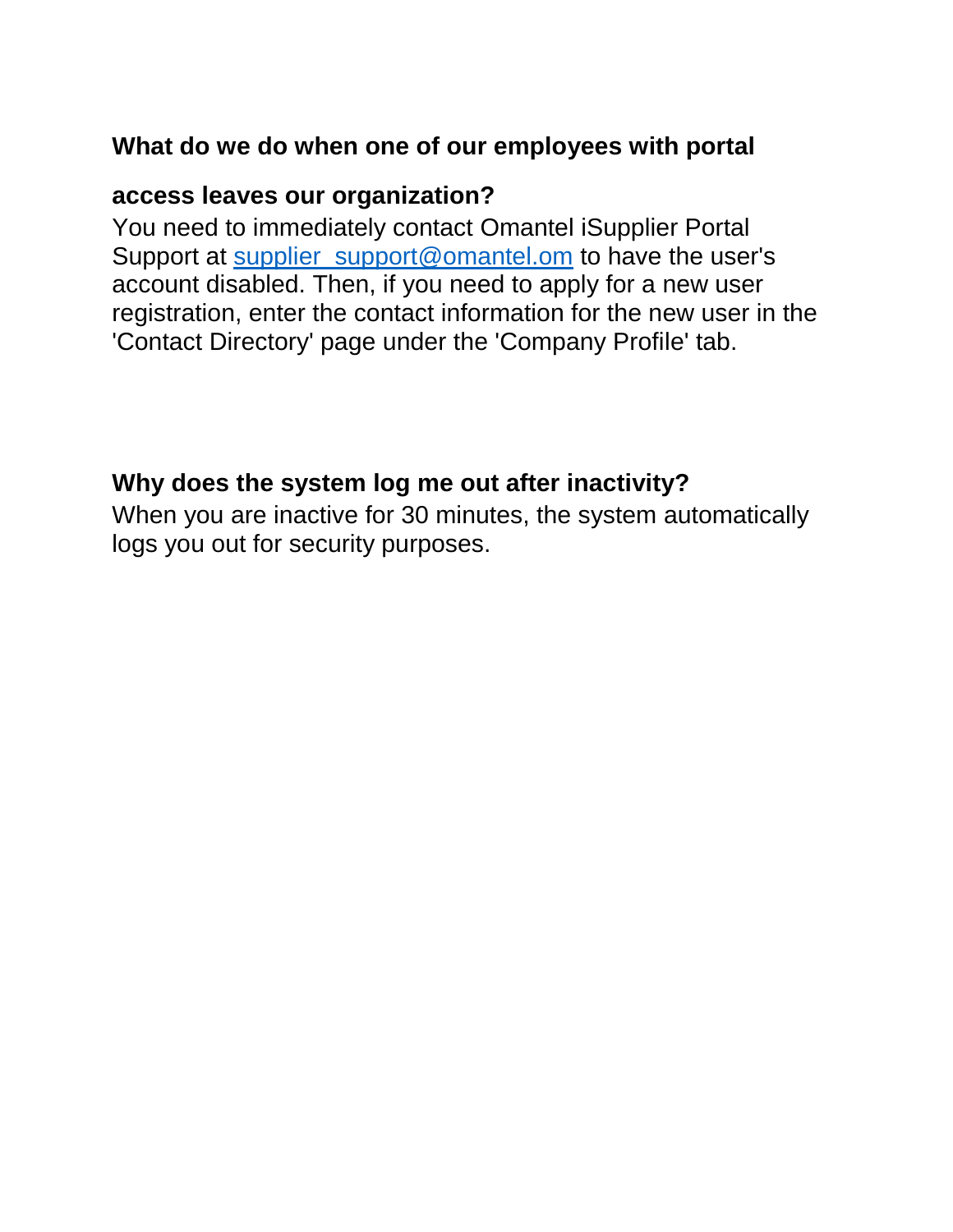**What do we do when one of our employees with portal access leaves our organization?**

You need to immediately contact Omantel iSupplier Portal Support at supplier_support@omantel.om to have the user's account disabled. Then, if you need to apply for a new user registration, enter the contact information for the new user in the 'Contact Directory' page under the 'Company Profile' tab.

**Why does the system log me out after inactivity?**

When you are inactive for 30 minutes, the system automatically logs you out for security purposes.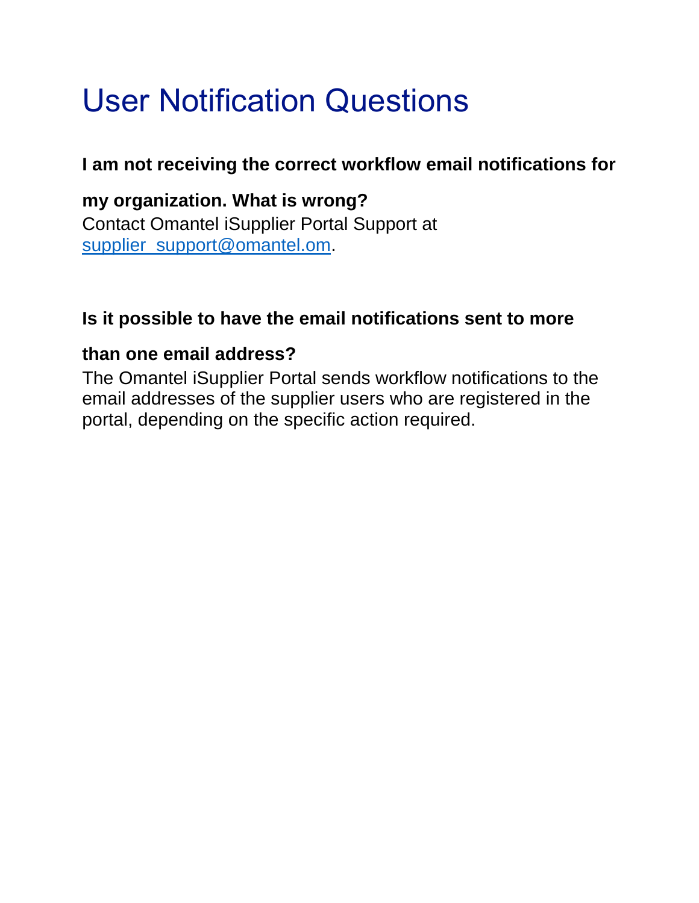# User Notification Questions

**I am not receiving the correct workflow email notifications for my organization. What is wrong?**

Contact Omantel iSupplier Portal Support at supplier_support@omantel.om.

**Is it possible to have the email notifications sent to more than one email address?**

The Omantel iSupplier Portal sends workflow notifications to the email addresses of the supplier users who are registered in the portal, depending on the specific action required.